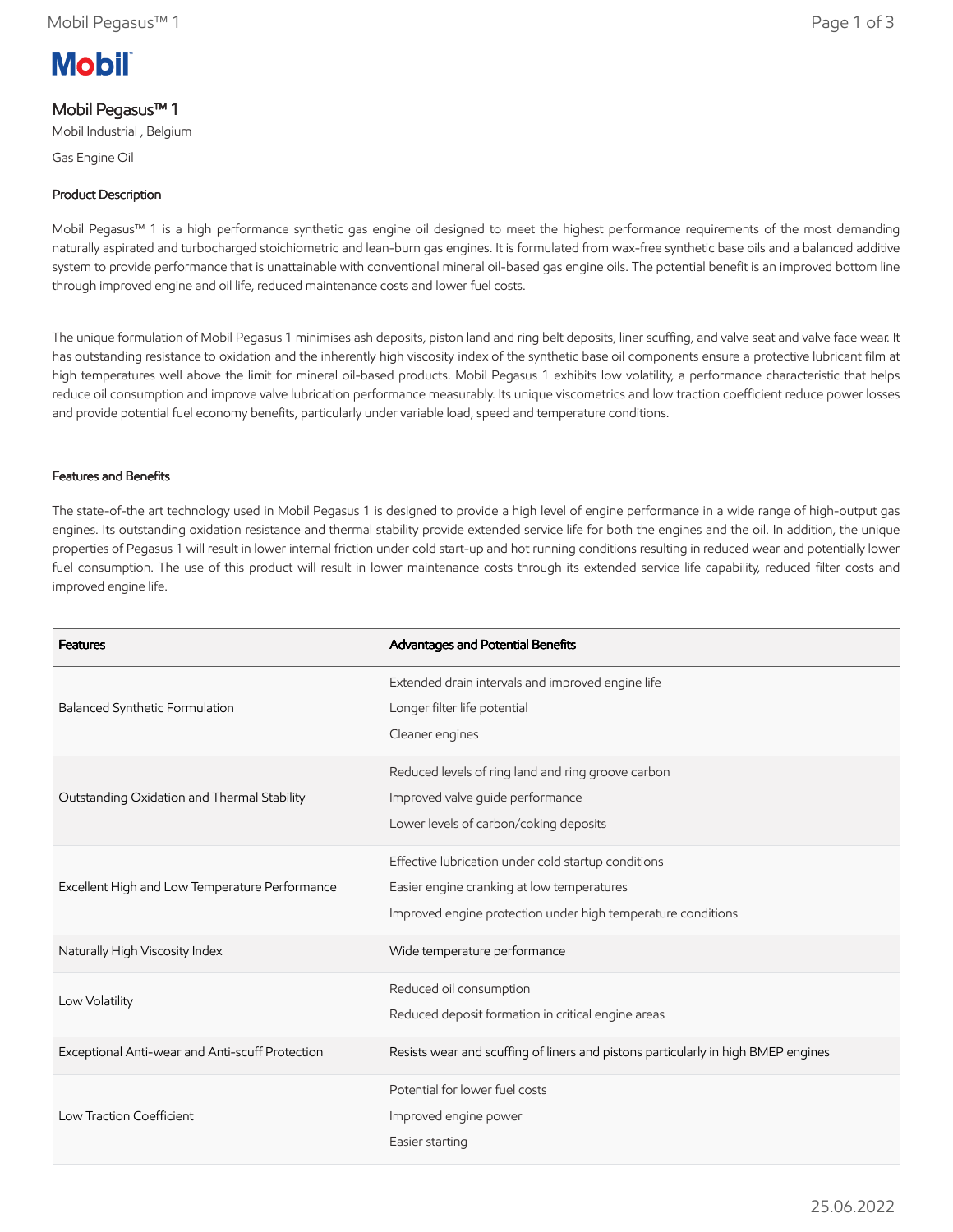# Mobil Pegasus™ 1

Mobil Industrial , Belgium

Gas Engine Oil

## Product Description

Mobil Pegasus™ 1 is a high performance synthetic gas engine oil designed to meet the highest performance requirements of the most demanding naturally aspirated and turbocharged stoichiometric and lean-burn gas engines. It is formulated from wax-free synthetic base oils and a balanced additive system to provide performance that is unattainable with conventional mineral oil-based gas engine oils. The potential benefit is an improved bottom line through improved engine and oil life, reduced maintenance costs and lower fuel costs.

The unique formulation of Mobil Pegasus 1 minimises ash deposits, piston land and ring belt deposits, liner scuffing, and valve seat and valve face wear. It has outstanding resistance to oxidation and the inherently high viscosity index of the synthetic base oil components ensure a protective lubricant film at high temperatures well above the limit for mineral oil-based products. Mobil Pegasus 1 exhibits low volatility, a performance characteristic that helps reduce oil consumption and improve valve lubrication performance measurably. Its unique viscometrics and low traction coefficient reduce power losses and provide potential fuel economy benefits, particularly under variable load, speed and temperature conditions.

## Features and Benefits

The state-of-the art technology used in Mobil Pegasus 1 is designed to provide a high level of engine performance in a wide range of high-output gas engines. Its outstanding oxidation resistance and thermal stability provide extended service life for both the engines and the oil. In addition, the unique properties of Pegasus 1 will result in lower internal friction under cold start-up and hot running conditions resulting in reduced wear and potentially lower fuel consumption. The use of this product will result in lower maintenance costs through its extended service life capability, reduced filter costs and improved engine life.

| Features | Advantages and Potential Benefits |
|---|---|
| Balanced Synthetic Formulation | Extended drain intervals and improved engine life<br>Longer filter life potential<br>Cleaner engines |
| Outstanding Oxidation and Thermal Stability | Reduced levels of ring land and ring groove carbon<br>Improved valve guide performance<br>Lower levels of carbon/coking deposits |
| Excellent High and Low Temperature Performance | Effective lubrication under cold startup conditions<br>Easier engine cranking at low temperatures<br>Improved engine protection under high temperature conditions |
| Naturally High Viscosity Index | Wide temperature performance |
| Low Volatility | Reduced oil consumption<br>Reduced deposit formation in critical engine areas |
| Exceptional Anti-wear and Anti-scuff Protection | Resists wear and scuffing of liners and pistons particularly in high BMEP engines |
| Low Traction Coefficient | Potential for lower fuel costs<br>Improved engine power<br>Easier starting |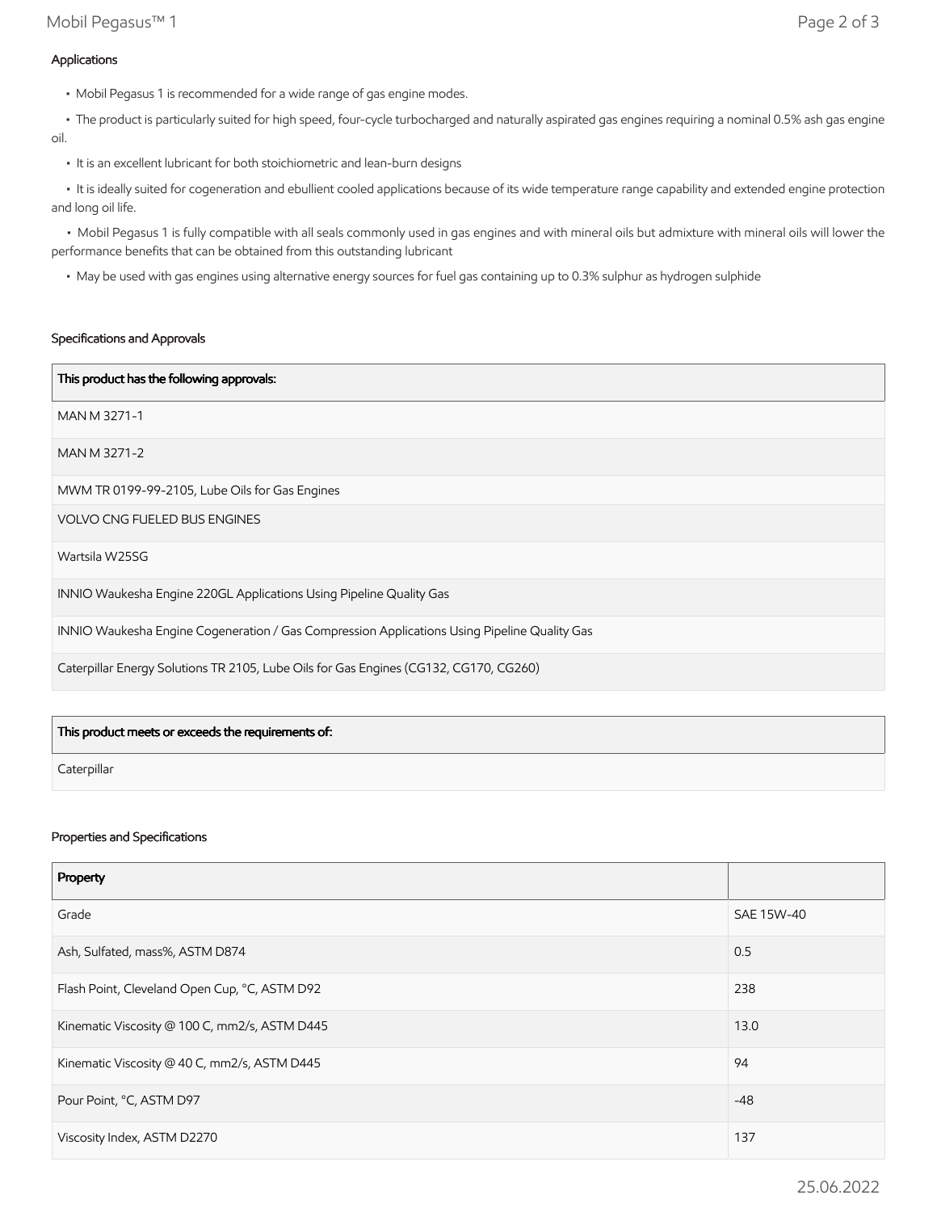### Applications

- Mobil Pegasus 1 is recommended for a wide range of gas engine modes.
- The product is particularly suited for high speed, four-cycle turbocharged and naturally aspirated gas engines requiring a nominal 0.5% ash gas engine oil.
- It is an excellent lubricant for both stoichiometric and lean-burn designs
- It is ideally suited for cogeneration and ebullient cooled applications because of its wide temperature range capability and extended engine protection and long oil life.
- Mobil Pegasus 1 is fully compatible with all seals commonly used in gas engines and with mineral oils but admixture with mineral oils will lower the performance benefits that can be obtained from this outstanding lubricant
- May be used with gas engines using alternative energy sources for fuel gas containing up to 0.3% sulphur as hydrogen sulphide

### Specifications and Approvals

| This product has the following approvals: |
| --- |
| MAN M 3271-1 |
| MAN M 3271-2 |
| MWM TR 0199-99-2105, Lube Oils for Gas Engines |
| VOLVO CNG FUELED BUS ENGINES |
| Wartsila W25SG |
| INNIO Waukesha Engine 220GL Applications Using Pipeline Quality Gas |
| INNIO Waukesha Engine Cogeneration / Gas Compression Applications Using Pipeline Quality Gas |
| Caterpillar Energy Solutions TR 2105, Lube Oils for Gas Engines (CG132, CG170, CG260) |

| This product meets or exceeds the requirements of: |
| --- |
| Caterpillar |

### Properties and Specifications

| Property | |
| --- | --- |
| Grade | SAE 15W-40 |
| Ash, Sulfated, mass%, ASTM D874 | 0.5 |
| Flash Point, Cleveland Open Cup, °C, ASTM D92 | 238 |
| Kinematic Viscosity @ 100 C, mm2/s, ASTM D445 | 13.0 |
| Kinematic Viscosity @ 40 C, mm2/s, ASTM D445 | 94 |
| Pour Point, °C, ASTM D97 | -48 |
| Viscosity Index, ASTM D2270 | 137 |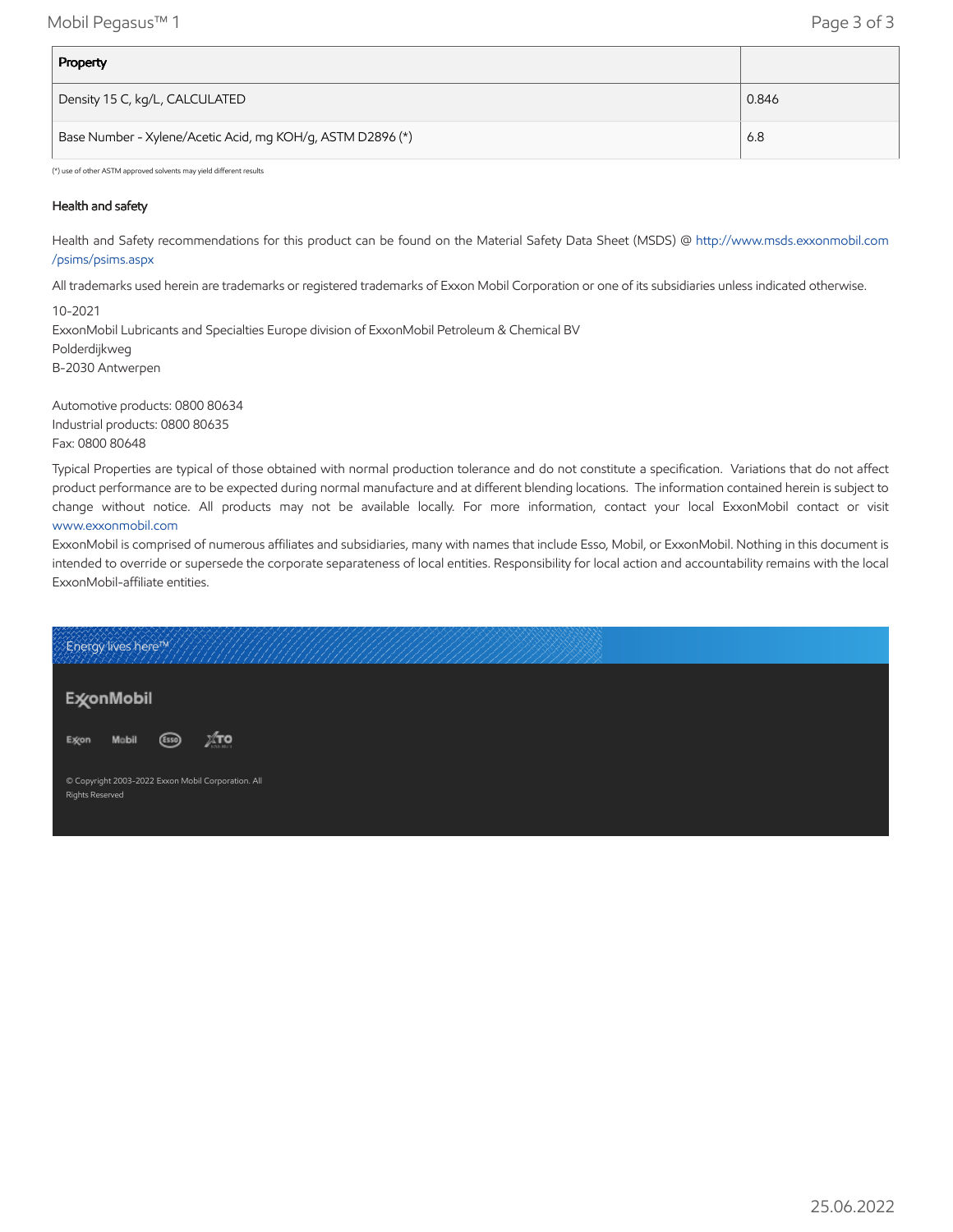| Property | |
|---|---|
| Density 15 C, kg/L, CALCULATED | 0.846 |
| Base Number - Xylene/Acetic Acid, mg KOH/g, ASTM D2896 (*) | 6.8 |

(*) use of other ASTM approved solvents may yield different results

### Health and safety

Health and Safety recommendations for this product can be found on the Material Safety Data Sheet (MSDS) @ http://www.msds.exxonmobil.com/psims/psims.aspx

All trademarks used herein are trademarks or registered trademarks of Exxon Mobil Corporation or one of its subsidiaries unless indicated otherwise.

10-2021
ExxonMobil Lubricants and Specialties Europe division of ExxonMobil Petroleum & Chemical BV
Polderdijkweg
B-2030 Antwerpen

Automotive products: 0800 80634
Industrial products: 0800 80635
Fax: 0800 80648

Typical Properties are typical of those obtained with normal production tolerance and do not constitute a specification. Variations that do not affect product performance are to be expected during normal manufacture and at different blending locations. The information contained herein is subject to change without notice. All products may not be available locally. For more information, contact your local ExxonMobil contact or visit www.exxonmobil.com

ExxonMobil is comprised of numerous affiliates and subsidiaries, many with names that include Esso, Mobil, or ExxonMobil. Nothing in this document is intended to override or supersede the corporate separateness of local entities. Responsibility for local action and accountability remains with the local ExxonMobil-affiliate entities.

Energy lives here™

ExxonMobil

Exxon Mobil Esso XTO

© Copyright 2003-2022 Exxon Mobil Corporation. All Rights Reserved

25.06.2022